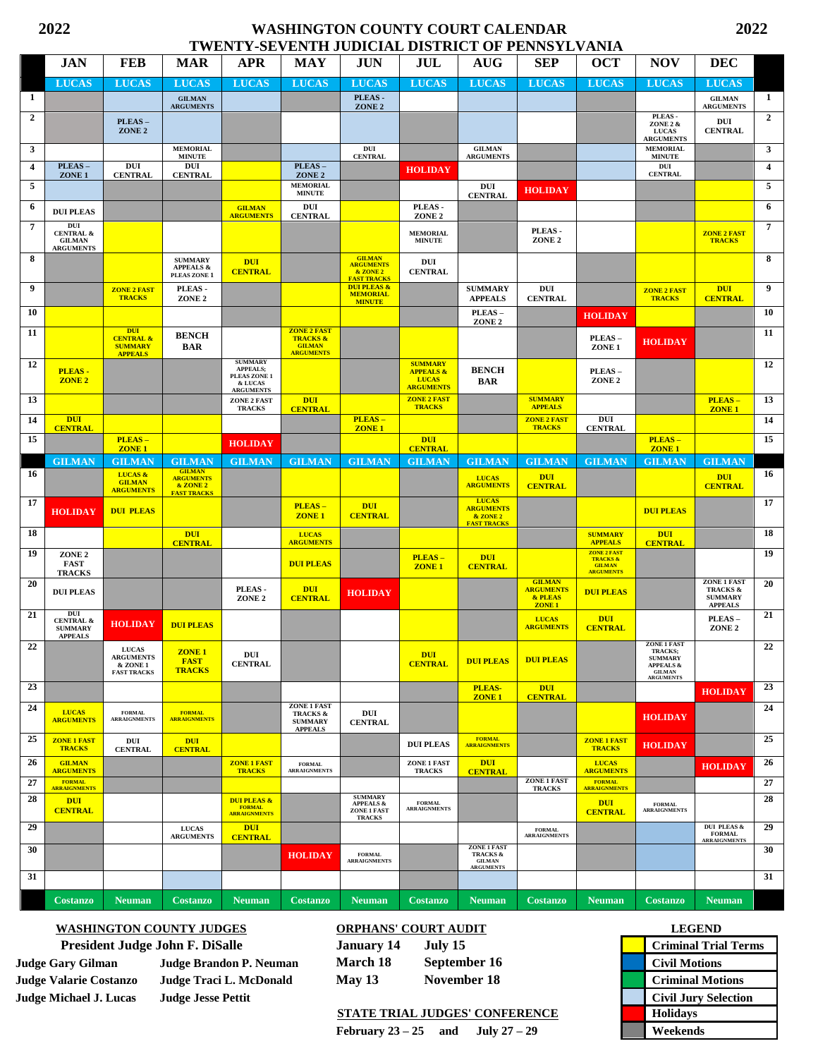# 2022 WASHINGTON COUNTY COURT CALENDAR 2022

## TWENTY-SEVENTH JUDICIAL DISTRICT OF PENNSYLVANIA

| | JAN | FEB | MAR | APR | MAY | JUN | JUL | AUG | SEP | OCT | NOV | DEC | |
|---|---|---|---|---|---|---|---|---|---|---|---|---|---|
| | LUCAS | LUCAS | LUCAS | LUCAS | LUCAS | LUCAS | LUCAS | LUCAS | LUCAS | LUCAS | LUCAS | LUCAS | |
| 1 | | | GILMAN ARGUMENTS | | | PLEAS - ZONE 2 | | | | | | GILMAN ARGUMENTS | 1 |
| 2 | | PLEAS – ZONE 2 | | | | | | | | | PLEAS - ZONE 2 & LUCAS ARGUMENTS | DUI CENTRAL | 2 |
| 3 | | | MEMORIAL MINUTE | | | DUI CENTRAL | | GILMAN ARGUMENTS | | | MEMORIAL MINUTE | | 3 |
| 4 | PLEAS – ZONE 1 | DUI CENTRAL | DUI CENTRAL | | PLEAS – ZONE 2 | | HOLIDAY | | | | DUI CENTRAL | | 4 |
| 5 | | | | | MEMORIAL MINUTE | | | DUI CENTRAL | HOLIDAY | | | | 5 |
| 6 | DUI PLEAS | | | GILMAN ARGUMENTS | DUI CENTRAL | | PLEAS - ZONE 2 | | | | | | 6 |
| 7 | DUI CENTRAL & GILMAN ARGUMENTS | | | | | | MEMORIAL MINUTE | | PLEAS - ZONE 2 | | | ZONE 2 FAST TRACKS | 7 |
| 8 | | | SUMMARY APPEALS & PLEAS ZONE 1 | DUI CENTRAL | | GILMAN ARGUMENTS & ZONE 2 FAST TRACKS | DUI CENTRAL | | | | | | 8 |
| 9 | | ZONE 2 FAST TRACKS | PLEAS - ZONE 2 | | | DUI PLEAS & MEMORIAL MINUTE | | SUMMARY APPEALS | DUI CENTRAL | | ZONE 2 FAST TRACKS | DUI CENTRAL | 9 |
| 10 | | | | | | | | PLEAS – ZONE 2 | | HOLIDAY | | | 10 |
| 11 | | DUI CENTRAL & SUMMARY APPEALS | BENCH BAR | | ZONE 2 FAST TRACKS & GILMAN ARGUMENTS | | | | | PLEAS – ZONE 1 | HOLIDAY | | 11 |
| 12 | PLEAS - ZONE 2 | | | SUMMARY APPEALS; PLEAS ZONE 1 & LUCAS ARGUMENTS | | | SUMMARY APPEALS & LUCAS ARGUMENTS | BENCH BAR | | PLEAS – ZONE 2 | | | 12 |
| 13 | | | | ZONE 2 FAST TRACKS | DUI CENTRAL | | ZONE 2 FAST TRACKS | | SUMMARY APPEALS | | | PLEAS – ZONE 1 | 13 |
| 14 | DUI CENTRAL | | | | | PLEAS – ZONE 1 | | | ZONE 2 FAST TRACKS | DUI CENTRAL | | | 14 |
| 15 | | PLEAS – ZONE 1 | | HOLIDAY | | | DUI CENTRAL | | | | PLEAS – ZONE 1 | | 15 |
| | GILMAN | GILMAN | GILMAN | GILMAN | GILMAN | GILMAN | GILMAN | GILMAN | GILMAN | GILMAN | GILMAN | GILMAN | |
| 16 | | LUCAS & GILMAN ARGUMENTS | GILMAN ARGUMENTS & ZONE 2 FAST TRACKS | | | | | LUCAS ARGUMENTS | DUI CENTRAL | | | DUI CENTRAL | 16 |
| 17 | HOLIDAY | DUI PLEAS | | | PLEAS – ZONE 1 | DUI CENTRAL | | LUCAS ARGUMENTS & ZONE 2 FAST TRACKS | | | DUI PLEAS | | 17 |
| 18 | | | DUI CENTRAL | | LUCAS ARGUMENTS | | | | | SUMMARY APPEALS | DUI CENTRAL | | 18 |
| 19 | ZONE 2 FAST TRACKS | | | | DUI PLEAS | | PLEAS – ZONE 1 | DUI CENTRAL | | ZONE 2 FAST TRACKS & GILMAN ARGUMENTS | | | 19 |
| 20 | DUI PLEAS | | | PLEAS - ZONE 2 | DUI CENTRAL | HOLIDAY | | | GILMAN ARGUMENTS & PLEAS ZONE 1 | DUI PLEAS | | ZONE 1 FAST TRACKS & SUMMARY APPEALS | 20 |
| 21 | DUI CENTRAL & SUMMARY APPEALS | HOLIDAY | DUI PLEAS | | | | | | LUCAS ARGUMENTS | DUI CENTRAL | | PLEAS – ZONE 2 | 21 |
| 22 | | LUCAS ARGUMENTS & ZONE 1 FAST TRACKS | ZONE 1 FAST TRACKS | DUI CENTRAL | | | DUI CENTRAL | DUI PLEAS | DUI PLEAS | | ZONE 1 FAST TRACKS; SUMMARY APPEALS & GILMAN ARGUMENTS | | 22 |
| 23 | | | | | | | | PLEAS- ZONE 1 | DUI CENTRAL | | | HOLIDAY | 23 |
| 24 | LUCAS ARGUMENTS | FORMAL ARRAIGNMENTS | FORMAL ARRAIGNMENTS | | ZONE 1 FAST TRACKS & SUMMARY APPEALS | DUI CENTRAL | | | | | HOLIDAY | | 24 |
| 25 | ZONE 1 FAST TRACKS | DUI CENTRAL | DUI CENTRAL | | | | DUI PLEAS | FORMAL ARRAIGNMENTS | | ZONE 1 FAST TRACKS | HOLIDAY | | 25 |
| 26 | GILMAN ARGUMENTS | | | ZONE 1 FAST TRACKS | FORMAL ARRAIGNMENTS | | ZONE 1 FAST TRACKS | DUI CENTRAL | | LUCAS ARGUMENTS | | HOLIDAY | 26 |
| 27 | FORMAL ARRAIGNMENTS | | | | | | | | ZONE 1 FAST TRACKS | FORMAL ARRAIGNMENTS | | | 27 |
| 28 | DUI CENTRAL | | | DUI PLEAS & FORMAL ARRAIGNMENTS | | SUMMARY APPEALS & ZONE 1 FAST TRACKS | FORMAL ARRAIGNMENTS | | | DUI CENTRAL | FORMAL ARRAIGNMENTS | | 28 |
| 29 | | | LUCAS ARGUMENTS | DUI CENTRAL | | | | | FORMAL ARRAIGNMENTS | | | DUI PLEAS & FORMAL ARRAIGNMENTS | 29 |
| 30 | | | | | HOLIDAY | FORMAL ARRAIGNMENTS | | ZONE 1 FAST TRACKS & GILMAN ARGUMENTS | | | | | 30 |
| 31 | | | | | | | | | | | | | 31 |
| | Costanzo | Neuman | Costanzo | Neuman | Costanzo | Neuman | Costanzo | Neuman | Costanzo | Neuman | Costanzo | Neuman | |

**WASHINGTON COUNTY JUDGES**

**President Judge John F. DiSalle**

| | |
|---|---|
| **Judge Gary Gilman** | **Judge Brandon P. Neuman** |
| **Judge Valarie Costanzo** | **Judge Traci L. McDonald** |
| **Judge Michael J. Lucas** | **Judge Jesse Pettit** |

**ORPHANS' COURT AUDIT**

| | |
|---|---|
| **January 14** | **July 15** |
| **March 18** | **September 16** |
| **May 13** | **November 18** |

**STATE TRIAL JUDGES' CONFERENCE**

**February 23 – 25 and July 27 – 29**

**LEGEND**

| Color | Meaning |
|---|---|
| Yellow | Criminal Trial Terms |
| Blue | Civil Motions |
| Green | Criminal Motions |
| Light Blue | Civil Jury Selection |
| Red | Holidays |
| Gray | Weekends |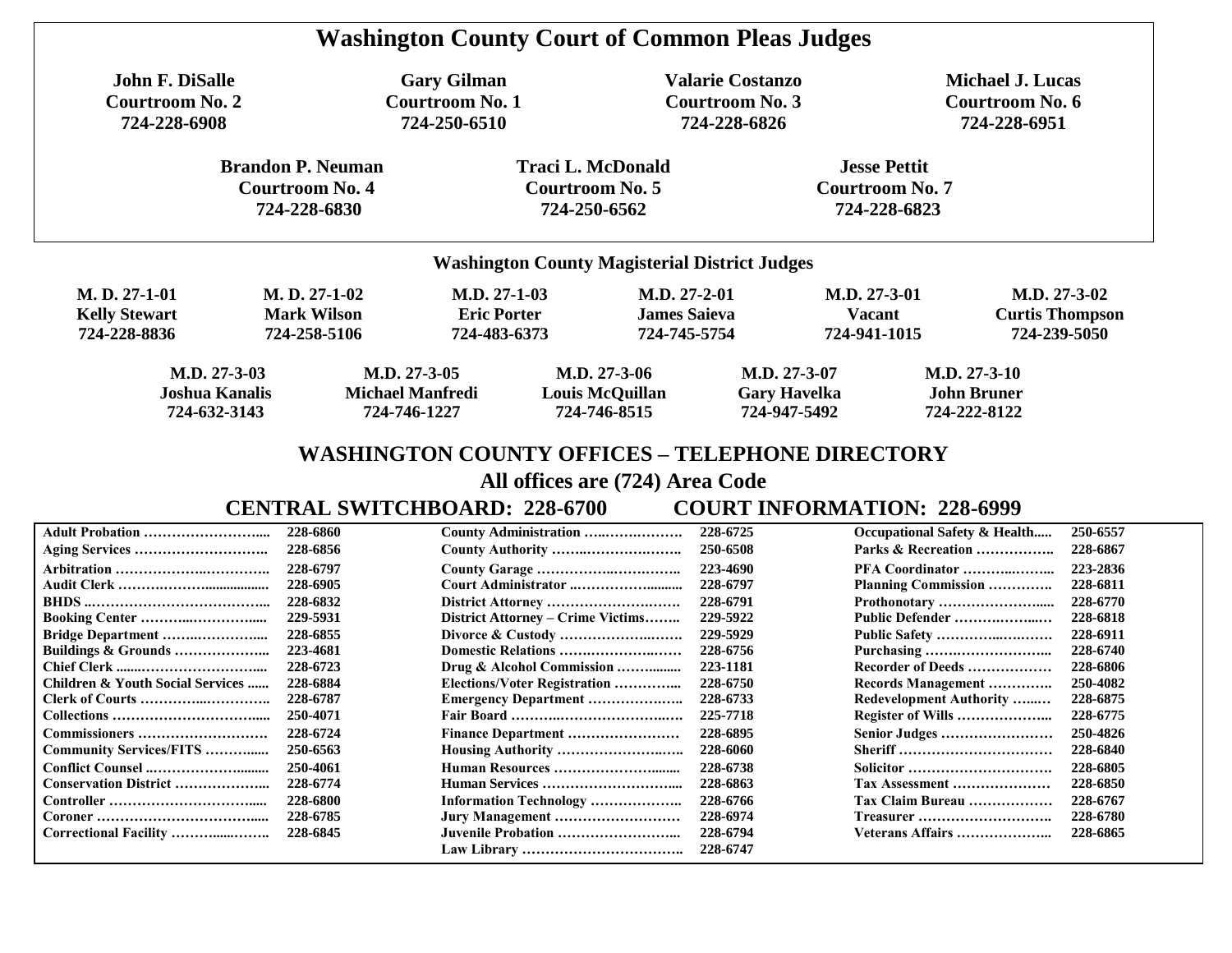## Washington County Court of Common Pleas Judges

| | | | |
|---|---|---|---|
| **John F. DiSalle**<br>**Courtroom No. 2**<br>**724-228-6908** | **Gary Gilman**<br>**Courtroom No. 1**<br>**724-250-6510** | **Valarie Costanzo**<br>**Courtroom No. 3**<br>**724-228-6826** | **Michael J. Lucas**<br>**Courtroom No. 6**<br>**724-228-6951** |
| **Brandon P. Neuman**<br>**Courtroom No. 4**<br>**724-228-6830** | **Traci L. McDonald**<br>**Courtroom No. 5**<br>**724-250-6562** | **Jesse Pettit**<br>**Courtroom No. 7**<br>**724-228-6823** | |

### Washington County Magisterial District Judges

| | | | | | |
|---|---|---|---|---|---|
| **M. D. 27-1-01**<br>**Kelly Stewart**<br>**724-228-8836** | **M. D. 27-1-02**<br>**Mark Wilson**<br>**724-258-5106** | **M.D. 27-1-03**<br>**Eric Porter**<br>**724-483-6373** | **M.D. 27-2-01**<br>**James Saieva**<br>**724-745-5754** | **M.D. 27-3-01**<br>**Vacant**<br>**724-941-1015** | **M.D. 27-3-02**<br>**Curtis Thompson**<br>**724-239-5050** |
| **M.D. 27-3-03**<br>**Joshua Kanalis**<br>**724-632-3143** | **M.D. 27-3-05**<br>**Michael Manfredi**<br>**724-746-1227** | **M.D. 27-3-06**<br>**Louis McQuillan**<br>**724-746-8515** | **M.D. 27-3-07**<br>**Gary Havelka**<br>**724-947-5492** | **M.D. 27-3-10**<br>**John Bruner**<br>**724-222-8122** | |

## WASHINGTON COUNTY OFFICES – TELEPHONE DIRECTORY

### All offices are (724) Area Code

### CENTRAL SWITCHBOARD: 228-6700 COURT INFORMATION: 228-6999

| | | | | | |
|---|---|---|---|---|---|
| Adult Probation | 228-6860 | County Administration | 228-6725 | Occupational Safety & Health | 250-6557 |
| Aging Services | 228-6856 | County Authority | 250-6508 | Parks & Recreation | 228-6867 |
| Arbitration | 228-6797 | County Garage | 223-4690 | PFA Coordinator | 223-2836 |
| Audit Clerk | 228-6905 | Court Administrator | 228-6797 | Planning Commission | 228-6811 |
| BHDS | 228-6832 | District Attorney | 228-6791 | Prothonotary | 228-6770 |
| Booking Center | 229-5931 | District Attorney – Crime Victims | 229-5922 | Public Defender | 228-6818 |
| Bridge Department | 228-6855 | Divorce & Custody | 229-5929 | Public Safety | 228-6911 |
| Buildings & Grounds | 223-4681 | Domestic Relations | 228-6756 | Purchasing | 228-6740 |
| Chief Clerk | 228-6723 | Drug & Alcohol Commission | 223-1181 | Recorder of Deeds | 228-6806 |
| Children & Youth Social Services | 228-6884 | Elections/Voter Registration | 228-6750 | Records Management | 250-4082 |
| Clerk of Courts | 228-6787 | Emergency Department | 228-6733 | Redevelopment Authority | 228-6875 |
| Collections | 250-4071 | Fair Board | 225-7718 | Register of Wills | 228-6775 |
| Commissioners | 228-6724 | Finance Department | 228-6895 | Senior Judges | 250-4826 |
| Community Services/FITS | 250-6563 | Housing Authority | 228-6060 | Sheriff | 228-6840 |
| Conflict Counsel | 250-4061 | Human Resources | 228-6738 | Solicitor | 228-6805 |
| Conservation District | 228-6774 | Human Services | 228-6863 | Tax Assessment | 228-6850 |
| Controller | 228-6800 | Information Technology | 228-6766 | Tax Claim Bureau | 228-6767 |
| Coroner | 228-6785 | Jury Management | 228-6974 | Treasurer | 228-6780 |
| Correctional Facility | 228-6845 | Juvenile Probation | 228-6794 | Veterans Affairs | 228-6865 |
| | | Law Library | 228-6747 | | |